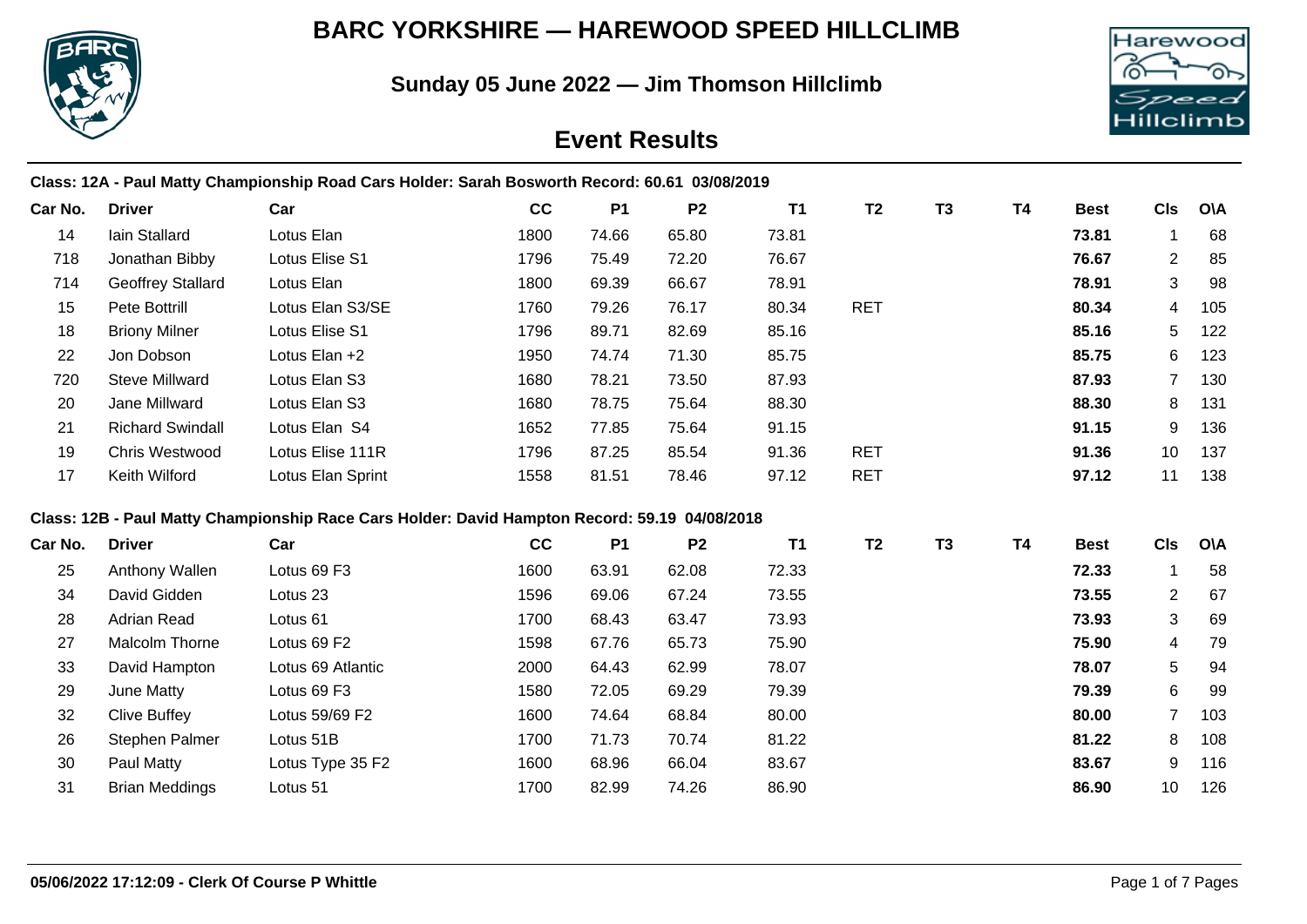# BARC YORKSHIRE — HAREWOOD SPEED HILLCLIMB

## Sunday 05 June 2022 — Jim Thomson Hillclimb

## Event Results

**Class: 12A - Paul Matty Championship Road Cars Holder: Sarah Bosworth Record: 60.61 03/08/2019**

| Car No. | Driver | Car | CC | P1 | P2 | T1 | T2 | T3 | T4 | Best | Cls | O\A |
|---|---|---|---|---|---|---|---|---|---|---|---|---|
| 14 | Iain Stallard | Lotus Elan | 1800 | 74.66 | 65.80 | 73.81 | | | | **73.81** | 1 | 68 |
| 718 | Jonathan Bibby | Lotus Elise S1 | 1796 | 75.49 | 72.20 | 76.67 | | | | **76.67** | 2 | 85 |
| 714 | Geoffrey Stallard | Lotus Elan | 1800 | 69.39 | 66.67 | 78.91 | | | | **78.91** | 3 | 98 |
| 15 | Pete Bottrill | Lotus Elan S3/SE | 1760 | 79.26 | 76.17 | 80.34 | RET | | | **80.34** | 4 | 105 |
| 18 | Briony Milner | Lotus Elise S1 | 1796 | 89.71 | 82.69 | 85.16 | | | | **85.16** | 5 | 122 |
| 22 | Jon Dobson | Lotus Elan +2 | 1950 | 74.74 | 71.30 | 85.75 | | | | **85.75** | 6 | 123 |
| 720 | Steve Millward | Lotus Elan S3 | 1680 | 78.21 | 73.50 | 87.93 | | | | **87.93** | 7 | 130 |
| 20 | Jane Millward | Lotus Elan S3 | 1680 | 78.75 | 75.64 | 88.30 | | | | **88.30** | 8 | 131 |
| 21 | Richard Swindall | Lotus Elan S4 | 1652 | 77.85 | 75.64 | 91.15 | | | | **91.15** | 9 | 136 |
| 19 | Chris Westwood | Lotus Elise 111R | 1796 | 87.25 | 85.54 | 91.36 | RET | | | **91.36** | 10 | 137 |
| 17 | Keith Wilford | Lotus Elan Sprint | 1558 | 81.51 | 78.46 | 97.12 | RET | | | **97.12** | 11 | 138 |

**Class: 12B - Paul Matty Championship Race Cars Holder: David Hampton Record: 59.19 04/08/2018**

| Car No. | Driver | Car | CC | P1 | P2 | T1 | T2 | T3 | T4 | Best | Cls | O\A |
|---|---|---|---|---|---|---|---|---|---|---|---|---|
| 25 | Anthony Wallen | Lotus 69 F3 | 1600 | 63.91 | 62.08 | 72.33 | | | | **72.33** | 1 | 58 |
| 34 | David Gidden | Lotus 23 | 1596 | 69.06 | 67.24 | 73.55 | | | | **73.55** | 2 | 67 |
| 28 | Adrian Read | Lotus 61 | 1700 | 68.43 | 63.47 | 73.93 | | | | **73.93** | 3 | 69 |
| 27 | Malcolm Thorne | Lotus 69 F2 | 1598 | 67.76 | 65.73 | 75.90 | | | | **75.90** | 4 | 79 |
| 33 | David Hampton | Lotus 69 Atlantic | 2000 | 64.43 | 62.99 | 78.07 | | | | **78.07** | 5 | 94 |
| 29 | June Matty | Lotus 69 F3 | 1580 | 72.05 | 69.29 | 79.39 | | | | **79.39** | 6 | 99 |
| 32 | Clive Buffey | Lotus 59/69 F2 | 1600 | 74.64 | 68.84 | 80.00 | | | | **80.00** | 7 | 103 |
| 26 | Stephen Palmer | Lotus 51B | 1700 | 71.73 | 70.74 | 81.22 | | | | **81.22** | 8 | 108 |
| 30 | Paul Matty | Lotus Type 35 F2 | 1600 | 68.96 | 66.04 | 83.67 | | | | **83.67** | 9 | 116 |
| 31 | Brian Meddings | Lotus 51 | 1700 | 82.99 | 74.26 | 86.90 | | | | **86.90** | 10 | 126 |

**05/06/2022 17:12:09 - Clerk Of Course P Whittle**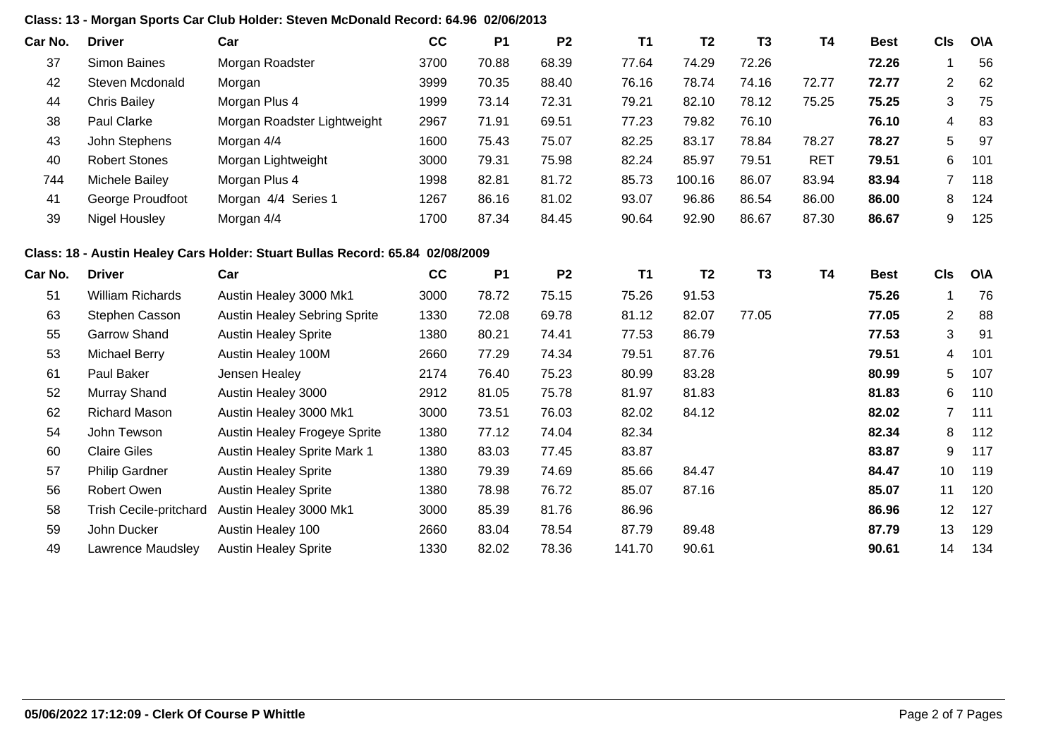**Class: 13 - Morgan Sports Car Club Holder: Steven McDonald Record: 64.96 02/06/2013**

| Car No. | Driver | Car | CC | P1 | P2 | T1 | T2 | T3 | T4 | Best | Cls | O\A |
|---|---|---|---|---|---|---|---|---|---|---|---|---|
| 37 | Simon Baines | Morgan Roadster | 3700 | 70.88 | 68.39 | 77.64 | 74.29 | 72.26 | | **72.26** | 1 | 56 |
| 42 | Steven Mcdonald | Morgan | 3999 | 70.35 | 88.40 | 76.16 | 78.74 | 74.16 | 72.77 | **72.77** | 2 | 62 |
| 44 | Chris Bailey | Morgan Plus 4 | 1999 | 73.14 | 72.31 | 79.21 | 82.10 | 78.12 | 75.25 | **75.25** | 3 | 75 |
| 38 | Paul Clarke | Morgan Roadster Lightweight | 2967 | 71.91 | 69.51 | 77.23 | 79.82 | 76.10 | | **76.10** | 4 | 83 |
| 43 | John Stephens | Morgan 4/4 | 1600 | 75.43 | 75.07 | 82.25 | 83.17 | 78.84 | 78.27 | **78.27** | 5 | 97 |
| 40 | Robert Stones | Morgan Lightweight | 3000 | 79.31 | 75.98 | 82.24 | 85.97 | 79.51 | RET | **79.51** | 6 | 101 |
| 744 | Michele Bailey | Morgan Plus 4 | 1998 | 82.81 | 81.72 | 85.73 | 100.16 | 86.07 | 83.94 | **83.94** | 7 | 118 |
| 41 | George Proudfoot | Morgan 4/4 Series 1 | 1267 | 86.16 | 81.02 | 93.07 | 96.86 | 86.54 | 86.00 | **86.00** | 8 | 124 |
| 39 | Nigel Housley | Morgan 4/4 | 1700 | 87.34 | 84.45 | 90.64 | 92.90 | 86.67 | 87.30 | **86.67** | 9 | 125 |

**Class: 18 - Austin Healey Cars Holder: Stuart Bullas Record: 65.84 02/08/2009**

| Car No. | Driver | Car | CC | P1 | P2 | T1 | T2 | T3 | T4 | Best | Cls | O\A |
|---|---|---|---|---|---|---|---|---|---|---|---|---|
| 51 | William Richards | Austin Healey 3000 Mk1 | 3000 | 78.72 | 75.15 | 75.26 | 91.53 | | | **75.26** | 1 | 76 |
| 63 | Stephen Casson | Austin Healey Sebring Sprite | 1330 | 72.08 | 69.78 | 81.12 | 82.07 | 77.05 | | **77.05** | 2 | 88 |
| 55 | Garrow Shand | Austin Healey Sprite | 1380 | 80.21 | 74.41 | 77.53 | 86.79 | | | **77.53** | 3 | 91 |
| 53 | Michael Berry | Austin Healey 100M | 2660 | 77.29 | 74.34 | 79.51 | 87.76 | | | **79.51** | 4 | 101 |
| 61 | Paul Baker | Jensen Healey | 2174 | 76.40 | 75.23 | 80.99 | 83.28 | | | **80.99** | 5 | 107 |
| 52 | Murray Shand | Austin Healey 3000 | 2912 | 81.05 | 75.78 | 81.97 | 81.83 | | | **81.83** | 6 | 110 |
| 62 | Richard Mason | Austin Healey 3000 Mk1 | 3000 | 73.51 | 76.03 | 82.02 | 84.12 | | | **82.02** | 7 | 111 |
| 54 | John Tewson | Austin Healey Frogeye Sprite | 1380 | 77.12 | 74.04 | 82.34 | | | | **82.34** | 8 | 112 |
| 60 | Claire Giles | Austin Healey Sprite Mark 1 | 1380 | 83.03 | 77.45 | 83.87 | | | | **83.87** | 9 | 117 |
| 57 | Philip Gardner | Austin Healey Sprite | 1380 | 79.39 | 74.69 | 85.66 | 84.47 | | | **84.47** | 10 | 119 |
| 56 | Robert Owen | Austin Healey Sprite | 1380 | 78.98 | 76.72 | 85.07 | 87.16 | | | **85.07** | 11 | 120 |
| 58 | Trish Cecile-pritchard | Austin Healey 3000 Mk1 | 3000 | 85.39 | 81.76 | 86.96 | | | | **86.96** | 12 | 127 |
| 59 | John Ducker | Austin Healey 100 | 2660 | 83.04 | 78.54 | 87.79 | 89.48 | | | **87.79** | 13 | 129 |
| 49 | Lawrence Maudsley | Austin Healey Sprite | 1330 | 82.02 | 78.36 | 141.70 | 90.61 | | | **90.61** | 14 | 134 |

**05/06/2022 17:12:09 - Clerk Of Course P Whittle**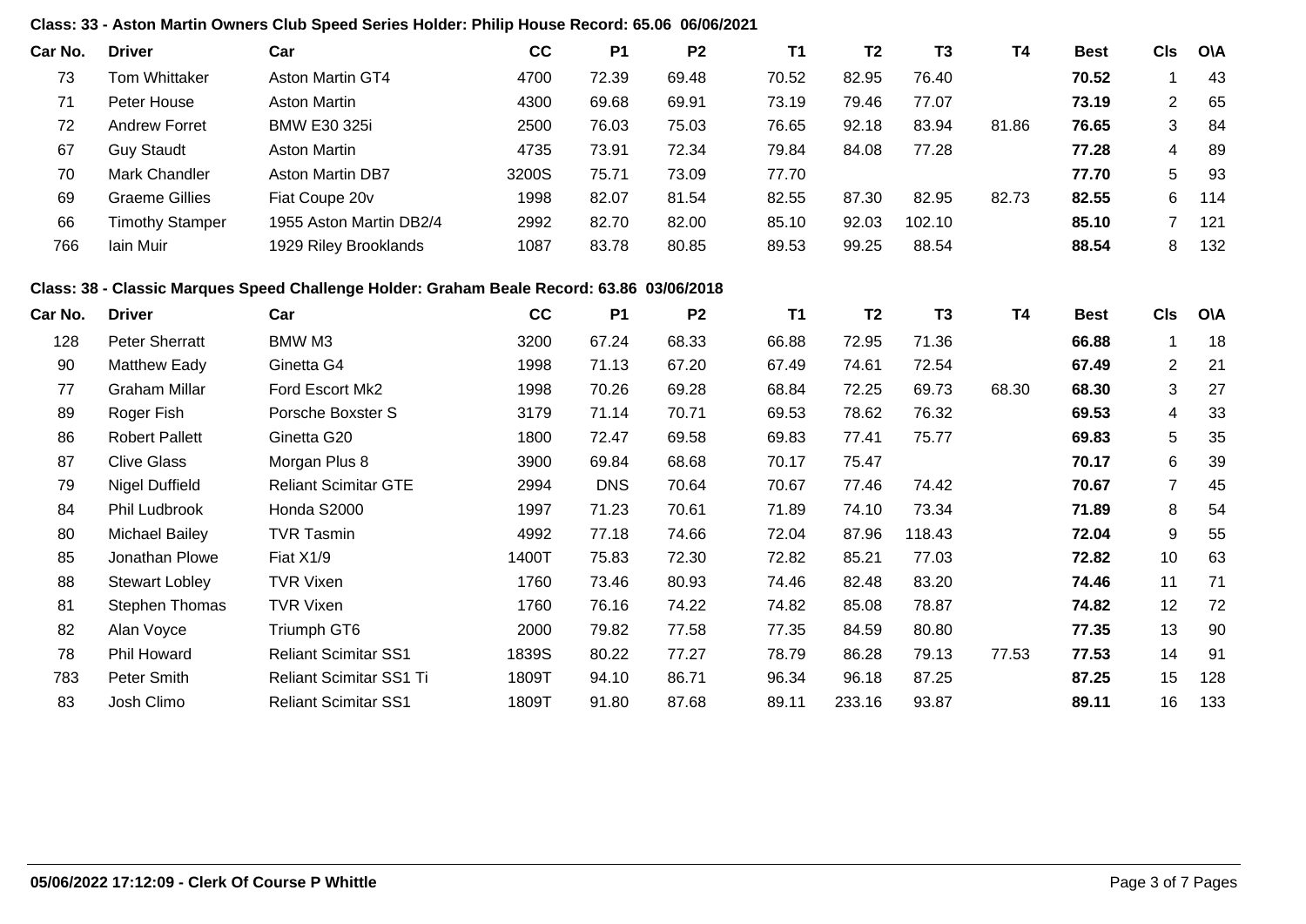**Class: 33 - Aston Martin Owners Club Speed Series Holder: Philip House Record: 65.06 06/06/2021**

| Car No. | Driver | Car | CC | P1 | P2 | T1 | T2 | T3 | T4 | Best | Cls | O\A |
|---|---|---|---|---|---|---|---|---|---|---|---|---|
| 73 | Tom Whittaker | Aston Martin GT4 | 4700 | 72.39 | 69.48 | 70.52 | 82.95 | 76.40 | | **70.52** | 1 | 43 |
| 71 | Peter House | Aston Martin | 4300 | 69.68 | 69.91 | 73.19 | 79.46 | 77.07 | | **73.19** | 2 | 65 |
| 72 | Andrew Forret | BMW E30 325i | 2500 | 76.03 | 75.03 | 76.65 | 92.18 | 83.94 | 81.86 | **76.65** | 3 | 84 |
| 67 | Guy Staudt | Aston Martin | 4735 | 73.91 | 72.34 | 79.84 | 84.08 | 77.28 | | **77.28** | 4 | 89 |
| 70 | Mark Chandler | Aston Martin DB7 | 3200S | 75.71 | 73.09 | 77.70 | | | | **77.70** | 5 | 93 |
| 69 | Graeme Gillies | Fiat Coupe 20v | 1998 | 82.07 | 81.54 | 82.55 | 87.30 | 82.95 | 82.73 | **82.55** | 6 | 114 |
| 66 | Timothy Stamper | 1955 Aston Martin DB2/4 | 2992 | 82.70 | 82.00 | 85.10 | 92.03 | 102.10 | | **85.10** | 7 | 121 |
| 766 | Iain Muir | 1929 Riley Brooklands | 1087 | 83.78 | 80.85 | 89.53 | 99.25 | 88.54 | | **88.54** | 8 | 132 |

**Class: 38 - Classic Marques Speed Challenge Holder: Graham Beale Record: 63.86 03/06/2018**

| Car No. | Driver | Car | CC | P1 | P2 | T1 | T2 | T3 | T4 | Best | Cls | O\A |
|---|---|---|---|---|---|---|---|---|---|---|---|---|
| 128 | Peter Sherratt | BMW M3 | 3200 | 67.24 | 68.33 | 66.88 | 72.95 | 71.36 | | **66.88** | 1 | 18 |
| 90 | Matthew Eady | Ginetta G4 | 1998 | 71.13 | 67.20 | 67.49 | 74.61 | 72.54 | | **67.49** | 2 | 21 |
| 77 | Graham Millar | Ford Escort Mk2 | 1998 | 70.26 | 69.28 | 68.84 | 72.25 | 69.73 | 68.30 | **68.30** | 3 | 27 |
| 89 | Roger Fish | Porsche Boxster S | 3179 | 71.14 | 70.71 | 69.53 | 78.62 | 76.32 | | **69.53** | 4 | 33 |
| 86 | Robert Pallett | Ginetta G20 | 1800 | 72.47 | 69.58 | 69.83 | 77.41 | 75.77 | | **69.83** | 5 | 35 |
| 87 | Clive Glass | Morgan Plus 8 | 3900 | 69.84 | 68.68 | 70.17 | 75.47 | | | **70.17** | 6 | 39 |
| 79 | Nigel Duffield | Reliant Scimitar GTE | 2994 | DNS | 70.64 | 70.67 | 77.46 | 74.42 | | **70.67** | 7 | 45 |
| 84 | Phil Ludbrook | Honda S2000 | 1997 | 71.23 | 70.61 | 71.89 | 74.10 | 73.34 | | **71.89** | 8 | 54 |
| 80 | Michael Bailey | TVR Tasmin | 4992 | 77.18 | 74.66 | 72.04 | 87.96 | 118.43 | | **72.04** | 9 | 55 |
| 85 | Jonathan Plowe | Fiat X1/9 | 1400T | 75.83 | 72.30 | 72.82 | 85.21 | 77.03 | | **72.82** | 10 | 63 |
| 88 | Stewart Lobley | TVR Vixen | 1760 | 73.46 | 80.93 | 74.46 | 82.48 | 83.20 | | **74.46** | 11 | 71 |
| 81 | Stephen Thomas | TVR Vixen | 1760 | 76.16 | 74.22 | 74.82 | 85.08 | 78.87 | | **74.82** | 12 | 72 |
| 82 | Alan Voyce | Triumph GT6 | 2000 | 79.82 | 77.58 | 77.35 | 84.59 | 80.80 | | **77.35** | 13 | 90 |
| 78 | Phil Howard | Reliant Scimitar SS1 | 1839S | 80.22 | 77.27 | 78.79 | 86.28 | 79.13 | 77.53 | **77.53** | 14 | 91 |
| 783 | Peter Smith | Reliant Scimitar SS1 Ti | 1809T | 94.10 | 86.71 | 96.34 | 96.18 | 87.25 | | **87.25** | 15 | 128 |
| 83 | Josh Climo | Reliant Scimitar SS1 | 1809T | 91.80 | 87.68 | 89.11 | 233.16 | 93.87 | | **89.11** | 16 | 133 |

**05/06/2022 17:12:09 - Clerk Of Course P Whittle**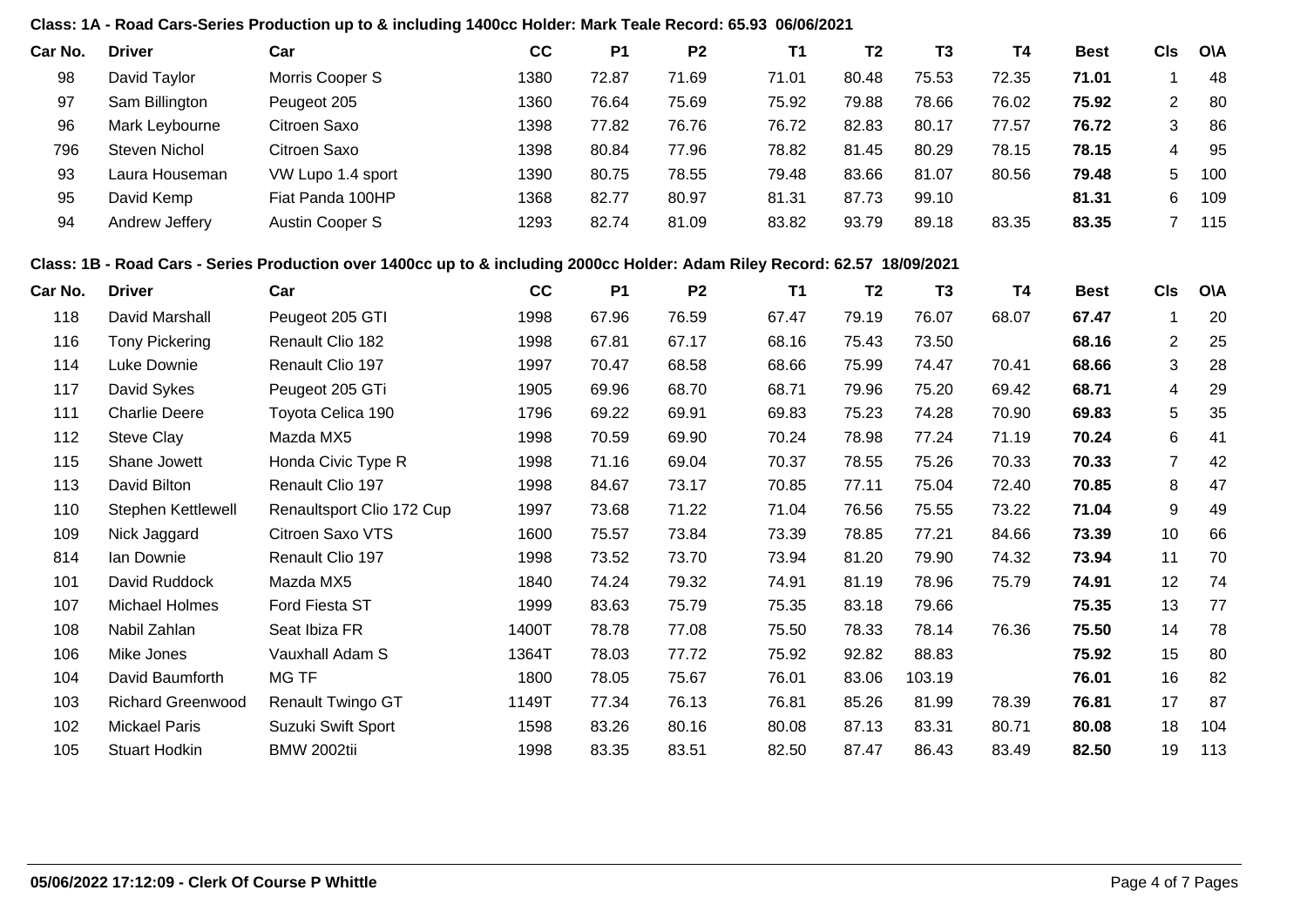**Class: 1A - Road Cars-Series Production up to & including 1400cc Holder: Mark Teale Record: 65.93 06/06/2021**

| Car No. | Driver | Car | CC | P1 | P2 | T1 | T2 | T3 | T4 | Best | Cls | O\A |
|---|---|---|---|---|---|---|---|---|---|---|---|---|
| 98 | David Taylor | Morris Cooper S | 1380 | 72.87 | 71.69 | 71.01 | 80.48 | 75.53 | 72.35 | **71.01** | 1 | 48 |
| 97 | Sam Billington | Peugeot 205 | 1360 | 76.64 | 75.69 | 75.92 | 79.88 | 78.66 | 76.02 | **75.92** | 2 | 80 |
| 96 | Mark Leybourne | Citroen Saxo | 1398 | 77.82 | 76.76 | 76.72 | 82.83 | 80.17 | 77.57 | **76.72** | 3 | 86 |
| 796 | Steven Nichol | Citroen Saxo | 1398 | 80.84 | 77.96 | 78.82 | 81.45 | 80.29 | 78.15 | **78.15** | 4 | 95 |
| 93 | Laura Houseman | VW Lupo 1.4 sport | 1390 | 80.75 | 78.55 | 79.48 | 83.66 | 81.07 | 80.56 | **79.48** | 5 | 100 |
| 95 | David Kemp | Fiat Panda 100HP | 1368 | 82.77 | 80.97 | 81.31 | 87.73 | 99.10 | | **81.31** | 6 | 109 |
| 94 | Andrew Jeffery | Austin Cooper S | 1293 | 82.74 | 81.09 | 83.82 | 93.79 | 89.18 | 83.35 | **83.35** | 7 | 115 |

**Class: 1B - Road Cars - Series Production over 1400cc up to & including 2000cc Holder: Adam Riley Record: 62.57 18/09/2021**

| Car No. | Driver | Car | CC | P1 | P2 | T1 | T2 | T3 | T4 | Best | Cls | O\A |
|---|---|---|---|---|---|---|---|---|---|---|---|---|
| 118 | David Marshall | Peugeot 205 GTI | 1998 | 67.96 | 76.59 | 67.47 | 79.19 | 76.07 | 68.07 | **67.47** | 1 | 20 |
| 116 | Tony Pickering | Renault Clio 182 | 1998 | 67.81 | 67.17 | 68.16 | 75.43 | 73.50 | | **68.16** | 2 | 25 |
| 114 | Luke Downie | Renault Clio 197 | 1997 | 70.47 | 68.58 | 68.66 | 75.99 | 74.47 | 70.41 | **68.66** | 3 | 28 |
| 117 | David Sykes | Peugeot 205 GTi | 1905 | 69.96 | 68.70 | 68.71 | 79.96 | 75.20 | 69.42 | **68.71** | 4 | 29 |
| 111 | Charlie Deere | Toyota Celica 190 | 1796 | 69.22 | 69.91 | 69.83 | 75.23 | 74.28 | 70.90 | **69.83** | 5 | 35 |
| 112 | Steve Clay | Mazda MX5 | 1998 | 70.59 | 69.90 | 70.24 | 78.98 | 77.24 | 71.19 | **70.24** | 6 | 41 |
| 115 | Shane Jowett | Honda Civic Type R | 1998 | 71.16 | 69.04 | 70.37 | 78.55 | 75.26 | 70.33 | **70.33** | 7 | 42 |
| 113 | David Bilton | Renault Clio 197 | 1998 | 84.67 | 73.17 | 70.85 | 77.11 | 75.04 | 72.40 | **70.85** | 8 | 47 |
| 110 | Stephen Kettlewell | Renaultsport Clio 172 Cup | 1997 | 73.68 | 71.22 | 71.04 | 76.56 | 75.55 | 73.22 | **71.04** | 9 | 49 |
| 109 | Nick Jaggard | Citroen Saxo VTS | 1600 | 75.57 | 73.84 | 73.39 | 78.85 | 77.21 | 84.66 | **73.39** | 10 | 66 |
| 814 | Ian Downie | Renault Clio 197 | 1998 | 73.52 | 73.70 | 73.94 | 81.20 | 79.90 | 74.32 | **73.94** | 11 | 70 |
| 101 | David Ruddock | Mazda MX5 | 1840 | 74.24 | 79.32 | 74.91 | 81.19 | 78.96 | 75.79 | **74.91** | 12 | 74 |
| 107 | Michael Holmes | Ford Fiesta ST | 1999 | 83.63 | 75.79 | 75.35 | 83.18 | 79.66 | | **75.35** | 13 | 77 |
| 108 | Nabil Zahlan | Seat Ibiza FR | 1400T | 78.78 | 77.08 | 75.50 | 78.33 | 78.14 | 76.36 | **75.50** | 14 | 78 |
| 106 | Mike Jones | Vauxhall Adam S | 1364T | 78.03 | 77.72 | 75.92 | 92.82 | 88.83 | | **75.92** | 15 | 80 |
| 104 | David Baumforth | MG TF | 1800 | 78.05 | 75.67 | 76.01 | 83.06 | 103.19 | | **76.01** | 16 | 82 |
| 103 | Richard Greenwood | Renault Twingo GT | 1149T | 77.34 | 76.13 | 76.81 | 85.26 | 81.99 | 78.39 | **76.81** | 17 | 87 |
| 102 | Mickael Paris | Suzuki Swift Sport | 1598 | 83.26 | 80.16 | 80.08 | 87.13 | 83.31 | 80.71 | **80.08** | 18 | 104 |
| 105 | Stuart Hodkin | BMW 2002tii | 1998 | 83.35 | 83.51 | 82.50 | 87.47 | 86.43 | 83.49 | **82.50** | 19 | 113 |

**05/06/2022 17:12:09 - Clerk Of Course P Whittle**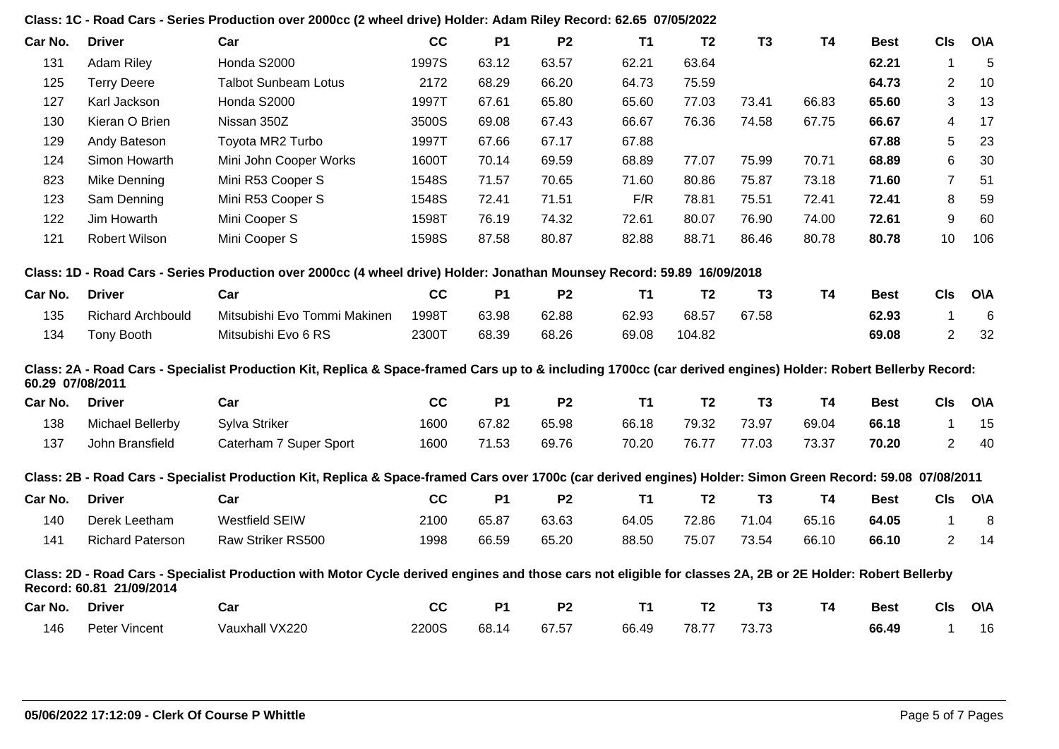**Class: 1C - Road Cars - Series Production over 2000cc (2 wheel drive) Holder: Adam Riley Record: 62.65 07/05/2022**

| Car No. | Driver | Car | CC | P1 | P2 | T1 | T2 | T3 | T4 | Best | Cls | O\A |
|---|---|---|---|---|---|---|---|---|---|---|---|---|
| 131 | Adam Riley | Honda S2000 | 1997S | 63.12 | 63.57 | 62.21 | 63.64 | | | **62.21** | 1 | 5 |
| 125 | Terry Deere | Talbot Sunbeam Lotus | 2172 | 68.29 | 66.20 | 64.73 | 75.59 | | | **64.73** | 2 | 10 |
| 127 | Karl Jackson | Honda S2000 | 1997T | 67.61 | 65.80 | 65.60 | 77.03 | 73.41 | 66.83 | **65.60** | 3 | 13 |
| 130 | Kieran O Brien | Nissan 350Z | 3500S | 69.08 | 67.43 | 66.67 | 76.36 | 74.58 | 67.75 | **66.67** | 4 | 17 |
| 129 | Andy Bateson | Toyota MR2 Turbo | 1997T | 67.66 | 67.17 | 67.88 | | | | **67.88** | 5 | 23 |
| 124 | Simon Howarth | Mini John Cooper Works | 1600T | 70.14 | 69.59 | 68.89 | 77.07 | 75.99 | 70.71 | **68.89** | 6 | 30 |
| 823 | Mike Denning | Mini R53 Cooper S | 1548S | 71.57 | 70.65 | 71.60 | 80.86 | 75.87 | 73.18 | **71.60** | 7 | 51 |
| 123 | Sam Denning | Mini R53 Cooper S | 1548S | 72.41 | 71.51 | F/R | 78.81 | 75.51 | 72.41 | **72.41** | 8 | 59 |
| 122 | Jim Howarth | Mini Cooper S | 1598T | 76.19 | 74.32 | 72.61 | 80.07 | 76.90 | 74.00 | **72.61** | 9 | 60 |
| 121 | Robert Wilson | Mini Cooper S | 1598S | 87.58 | 80.87 | 82.88 | 88.71 | 86.46 | 80.78 | **80.78** | 10 | 106 |

**Class: 1D - Road Cars - Series Production over 2000cc (4 wheel drive) Holder: Jonathan Mounsey Record: 59.89 16/09/2018**

| Car No. | Driver | Car | CC | P1 | P2 | T1 | T2 | T3 | T4 | Best | Cls | O\A |
|---|---|---|---|---|---|---|---|---|---|---|---|---|
| 135 | Richard Archbould | Mitsubishi Evo Tommi Makinen | 1998T | 63.98 | 62.88 | 62.93 | 68.57 | 67.58 | | **62.93** | 1 | 6 |
| 134 | Tony Booth | Mitsubishi Evo 6 RS | 2300T | 68.39 | 68.26 | 69.08 | 104.82 | | | **69.08** | 2 | 32 |

**Class: 2A - Road Cars - Specialist Production Kit, Replica & Space-framed Cars up to & including 1700cc (car derived engines) Holder: Robert Bellerby Record: 60.29 07/08/2011**

| Car No. | Driver | Car | CC | P1 | P2 | T1 | T2 | T3 | T4 | Best | Cls | O\A |
|---|---|---|---|---|---|---|---|---|---|---|---|---|
| 138 | Michael Bellerby | Sylva Striker | 1600 | 67.82 | 65.98 | 66.18 | 79.32 | 73.97 | 69.04 | **66.18** | 1 | 15 |
| 137 | John Bransfield | Caterham 7 Super Sport | 1600 | 71.53 | 69.76 | 70.20 | 76.77 | 77.03 | 73.37 | **70.20** | 2 | 40 |

**Class: 2B - Road Cars - Specialist Production Kit, Replica & Space-framed Cars over 1700c (car derived engines) Holder: Simon Green Record: 59.08 07/08/2011**

| Car No. | Driver | Car | CC | P1 | P2 | T1 | T2 | T3 | T4 | Best | Cls | O\A |
|---|---|---|---|---|---|---|---|---|---|---|---|---|
| 140 | Derek Leetham | Westfield SEIW | 2100 | 65.87 | 63.63 | 64.05 | 72.86 | 71.04 | 65.16 | **64.05** | 1 | 8 |
| 141 | Richard Paterson | Raw Striker RS500 | 1998 | 66.59 | 65.20 | 88.50 | 75.07 | 73.54 | 66.10 | **66.10** | 2 | 14 |

**Class: 2D - Road Cars - Specialist Production with Motor Cycle derived engines and those cars not eligible for classes 2A, 2B or 2E Holder: Robert Bellerby Record: 60.81 21/09/2014**

| Car No. | Driver | Car | CC | P1 | P2 | T1 | T2 | T3 | T4 | Best | Cls | O\A |
|---|---|---|---|---|---|---|---|---|---|---|---|---|
| 146 | Peter Vincent | Vauxhall VX220 | 2200S | 68.14 | 67.57 | 66.49 | 78.77 | 73.73 | | **66.49** | 1 | 16 |

05/06/2022 17:12:09 - Clerk Of Course P Whittle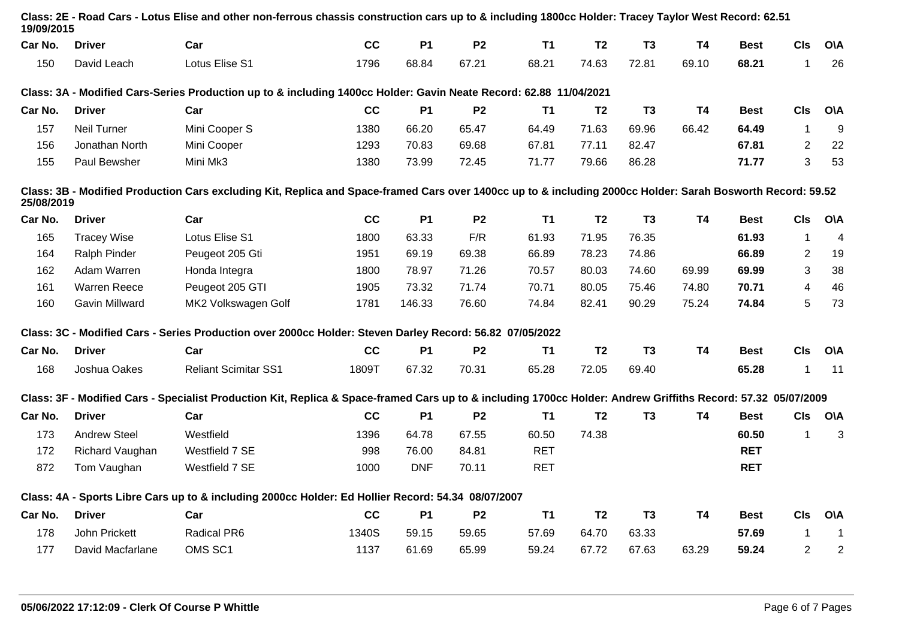**Class: 2E - Road Cars - Lotus Elise and other non-ferrous chassis construction cars up to & including 1800cc Holder: Tracey Taylor West Record: 62.51 19/09/2015**

| Car No. | Driver | Car | CC | P1 | P2 | T1 | T2 | T3 | T4 | Best | Cls | O\A |
|---|---|---|---|---|---|---|---|---|---|---|---|---|
| 150 | David Leach | Lotus Elise S1 | 1796 | 68.84 | 67.21 | 68.21 | 74.63 | 72.81 | 69.10 | **68.21** | 1 | 26 |

**Class: 3A - Modified Cars-Series Production up to & including 1400cc Holder: Gavin Neate Record: 62.88 11/04/2021**

| Car No. | Driver | Car | CC | P1 | P2 | T1 | T2 | T3 | T4 | Best | Cls | O\A |
|---|---|---|---|---|---|---|---|---|---|---|---|---|
| 157 | Neil Turner | Mini Cooper S | 1380 | 66.20 | 65.47 | 64.49 | 71.63 | 69.96 | 66.42 | **64.49** | 1 | 9 |
| 156 | Jonathan North | Mini Cooper | 1293 | 70.83 | 69.68 | 67.81 | 77.11 | 82.47 | | **67.81** | 2 | 22 |
| 155 | Paul Bewsher | Mini Mk3 | 1380 | 73.99 | 72.45 | 71.77 | 79.66 | 86.28 | | **71.77** | 3 | 53 |

**Class: 3B - Modified Production Cars excluding Kit, Replica and Space-framed Cars over 1400cc up to & including 2000cc Holder: Sarah Bosworth Record: 59.52 25/08/2019**

| Car No. | Driver | Car | CC | P1 | P2 | T1 | T2 | T3 | T4 | Best | Cls | O\A |
|---|---|---|---|---|---|---|---|---|---|---|---|---|
| 165 | Tracey Wise | Lotus Elise S1 | 1800 | 63.33 | F/R | 61.93 | 71.95 | 76.35 | | **61.93** | 1 | 4 |
| 164 | Ralph Pinder | Peugeot 205 Gti | 1951 | 69.19 | 69.38 | 66.89 | 78.23 | 74.86 | | **66.89** | 2 | 19 |
| 162 | Adam Warren | Honda Integra | 1800 | 78.97 | 71.26 | 70.57 | 80.03 | 74.60 | 69.99 | **69.99** | 3 | 38 |
| 161 | Warren Reece | Peugeot 205 GTI | 1905 | 73.32 | 71.74 | 70.71 | 80.05 | 75.46 | 74.80 | **70.71** | 4 | 46 |
| 160 | Gavin Millward | MK2 Volkswagen Golf | 1781 | 146.33 | 76.60 | 74.84 | 82.41 | 90.29 | 75.24 | **74.84** | 5 | 73 |

**Class: 3C - Modified Cars - Series Production over 2000cc Holder: Steven Darley Record: 56.82 07/05/2022**

| Car No. | Driver | Car | CC | P1 | P2 | T1 | T2 | T3 | T4 | Best | Cls | O\A |
|---|---|---|---|---|---|---|---|---|---|---|---|---|
| 168 | Joshua Oakes | Reliant Scimitar SS1 | 1809T | 67.32 | 70.31 | 65.28 | 72.05 | 69.40 | | **65.28** | 1 | 11 |

**Class: 3F - Modified Cars - Specialist Production Kit, Replica & Space-framed Cars up to & including 1700cc Holder: Andrew Griffiths Record: 57.32 05/07/2009**

| Car No. | Driver | Car | CC | P1 | P2 | T1 | T2 | T3 | T4 | Best | Cls | O\A |
|---|---|---|---|---|---|---|---|---|---|---|---|---|
| 173 | Andrew Steel | Westfield | 1396 | 64.78 | 67.55 | 60.50 | 74.38 | | | **60.50** | 1 | 3 |
| 172 | Richard Vaughan | Westfield 7 SE | 998 | 76.00 | 84.81 | RET | | | | **RET** | | |
| 872 | Tom Vaughan | Westfield 7 SE | 1000 | DNF | 70.11 | RET | | | | **RET** | | |

**Class: 4A - Sports Libre Cars up to & including 2000cc Holder: Ed Hollier Record: 54.34 08/07/2007**

| Car No. | Driver | Car | CC | P1 | P2 | T1 | T2 | T3 | T4 | Best | Cls | O\A |
|---|---|---|---|---|---|---|---|---|---|---|---|---|
| 178 | John Prickett | Radical PR6 | 1340S | 59.15 | 59.65 | 57.69 | 64.70 | 63.33 | | **57.69** | 1 | 1 |
| 177 | David Macfarlane | OMS SC1 | 1137 | 61.69 | 65.99 | 59.24 | 67.72 | 67.63 | 63.29 | **59.24** | 2 | 2 |

**05/06/2022 17:12:09 - Clerk Of Course P Whittle**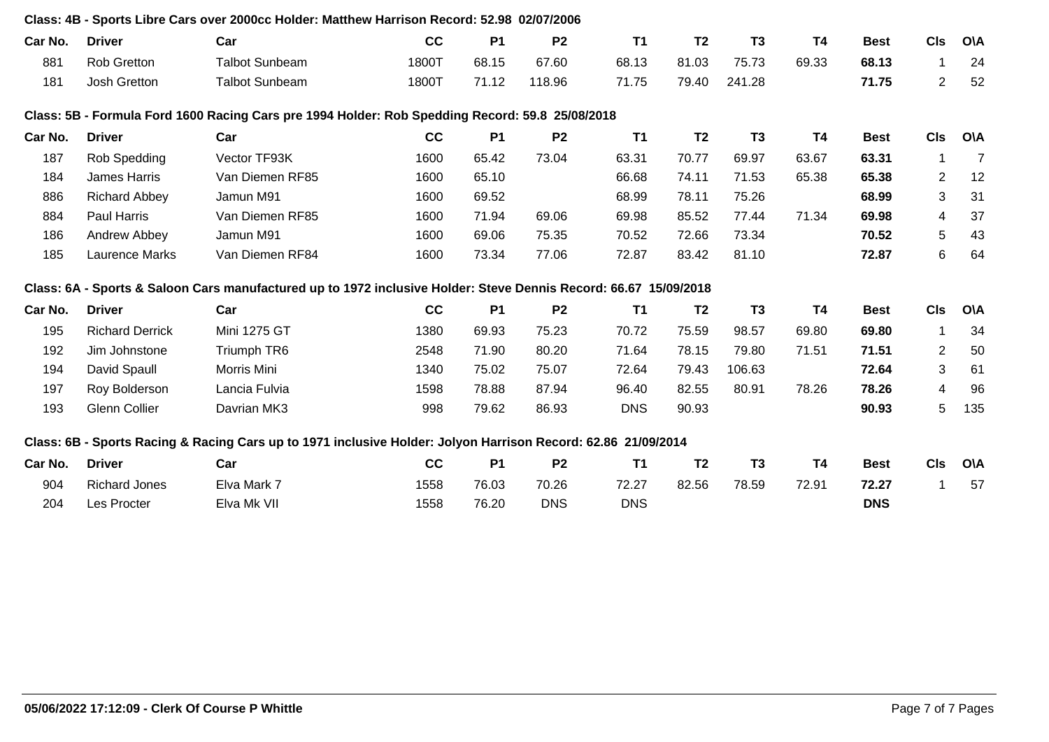**Class: 4B - Sports Libre Cars over 2000cc Holder: Matthew Harrison Record: 52.98 02/07/2006**

| Car No. | Driver | Car | CC | P1 | P2 | T1 | T2 | T3 | T4 | Best | Cls | O\A |
|---|---|---|---|---|---|---|---|---|---|---|---|---|
| 881 | Rob Gretton | Talbot Sunbeam | 1800T | 68.15 | 67.60 | 68.13 | 81.03 | 75.73 | 69.33 | **68.13** | 1 | 24 |
| 181 | Josh Gretton | Talbot Sunbeam | 1800T | 71.12 | 118.96 | 71.75 | 79.40 | 241.28 | | **71.75** | 2 | 52 |

**Class: 5B - Formula Ford 1600 Racing Cars pre 1994 Holder: Rob Spedding Record: 59.8 25/08/2018**

| Car No. | Driver | Car | CC | P1 | P2 | T1 | T2 | T3 | T4 | Best | Cls | O\A |
|---|---|---|---|---|---|---|---|---|---|---|---|---|
| 187 | Rob Spedding | Vector TF93K | 1600 | 65.42 | 73.04 | 63.31 | 70.77 | 69.97 | 63.67 | **63.31** | 1 | 7 |
| 184 | James Harris | Van Diemen RF85 | 1600 | 65.10 | | 66.68 | 74.11 | 71.53 | 65.38 | **65.38** | 2 | 12 |
| 886 | Richard Abbey | Jamun M91 | 1600 | 69.52 | | 68.99 | 78.11 | 75.26 | | **68.99** | 3 | 31 |
| 884 | Paul Harris | Van Diemen RF85 | 1600 | 71.94 | 69.06 | 69.98 | 85.52 | 77.44 | 71.34 | **69.98** | 4 | 37 |
| 186 | Andrew Abbey | Jamun M91 | 1600 | 69.06 | 75.35 | 70.52 | 72.66 | 73.34 | | **70.52** | 5 | 43 |
| 185 | Laurence Marks | Van Diemen RF84 | 1600 | 73.34 | 77.06 | 72.87 | 83.42 | 81.10 | | **72.87** | 6 | 64 |

**Class: 6A - Sports & Saloon Cars manufactured up to 1972 inclusive Holder: Steve Dennis Record: 66.67 15/09/2018**

| Car No. | Driver | Car | CC | P1 | P2 | T1 | T2 | T3 | T4 | Best | Cls | O\A |
|---|---|---|---|---|---|---|---|---|---|---|---|---|
| 195 | Richard Derrick | Mini 1275 GT | 1380 | 69.93 | 75.23 | 70.72 | 75.59 | 98.57 | 69.80 | **69.80** | 1 | 34 |
| 192 | Jim Johnstone | Triumph TR6 | 2548 | 71.90 | 80.20 | 71.64 | 78.15 | 79.80 | 71.51 | **71.51** | 2 | 50 |
| 194 | David Spaull | Morris Mini | 1340 | 75.02 | 75.07 | 72.64 | 79.43 | 106.63 | | **72.64** | 3 | 61 |
| 197 | Roy Bolderson | Lancia Fulvia | 1598 | 78.88 | 87.94 | 96.40 | 82.55 | 80.91 | 78.26 | **78.26** | 4 | 96 |
| 193 | Glenn Collier | Davrian MK3 | 998 | 79.62 | 86.93 | DNS | 90.93 | | | **90.93** | 5 | 135 |

**Class: 6B - Sports Racing & Racing Cars up to 1971 inclusive Holder: Jolyon Harrison Record: 62.86 21/09/2014**

| Car No. | Driver | Car | CC | P1 | P2 | T1 | T2 | T3 | T4 | Best | Cls | O\A |
|---|---|---|---|---|---|---|---|---|---|---|---|---|
| 904 | Richard Jones | Elva Mark 7 | 1558 | 76.03 | 70.26 | 72.27 | 82.56 | 78.59 | 72.91 | **72.27** | 1 | 57 |
| 204 | Les Procter | Elva Mk VII | 1558 | 76.20 | DNS | DNS | | | | **DNS** | | |